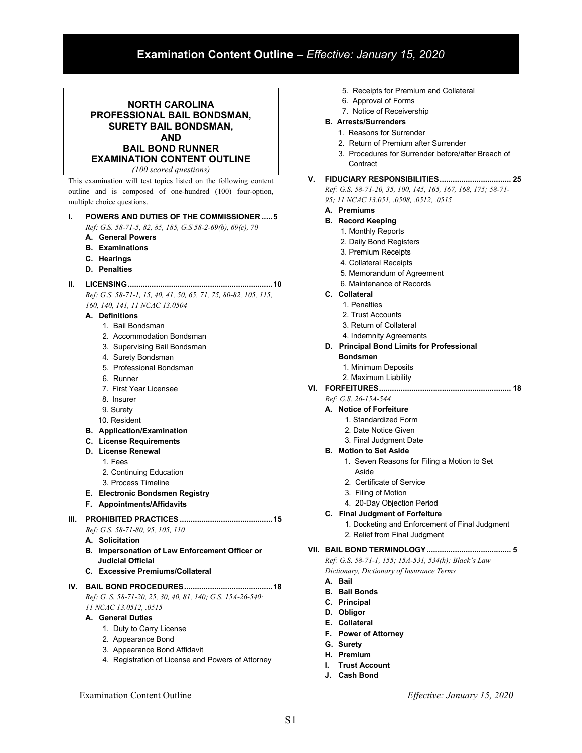# Examination Content Outline – *Effective: January 15, 2020*

## NORTH CAROLINA PROFESSIONAL BAIL BONDSMAN, SURETY BAIL BONDSMAN, AND BAIL BOND RUNNER EXAMINATION CONTENT OUTLINE

*(100 scored questions)*

This examination will test topics listed on the following content outline and is composed of one-hundred (100) four-option, multiple choice questions.

**I. POWERS AND DUTIES OF THE COMMISSIONER ..... 5**

*Ref: G.S. 58-71-5, 82, 85, 185, G.S 58-2-69(b), 69(c), 70*

- **A. General Powers**
- **B. Examinations**
- **C. Hearings**
- **D. Penalties**

**II. LICENSING .................................................................. 10**

*Ref: G.S. 58-71-1, 15, 40, 41, 50, 65, 71, 75, 80-82, 105, 115, 160, 140, 141, 11 NCAC 13.0504*

- **A. Definitions**
  1. Bail Bondsman
  2. Accommodation Bondsman
  3. Supervising Bail Bondsman
  4. Surety Bondsman
  5. Professional Bondsman
  6. Runner
  7. First Year Licensee
  8. Insurer
  9. Surety
  10. Resident
- **B. Application/Examination**
- **C. License Requirements**
- **D. License Renewal**
  1. Fees
  2. Continuing Education
  3. Process Timeline
- **E. Electronic Bondsmen Registry**
- **F. Appointments/Affidavits**

**III. PROHIBITED PRACTICES .......................................... 15**

*Ref: G.S. 58-71-80, 95, 105, 110*

- **A. Solicitation**
- **B. Impersonation of Law Enforcement Officer or Judicial Official**
- **C. Excessive Premiums/Collateral**

**IV. BAIL BOND PROCEDURES ........................................ 18**

*Ref: G. S. 58-71-20, 25, 30, 40, 81, 140; G.S. 15A-26-540; 11 NCAC 13.0512, .0515*

- **A. General Duties**
  1. Duty to Carry License
  2. Appearance Bond
  3. Appearance Bond Affidavit
  4. Registration of License and Powers of Attorney
  5. Receipts for Premium and Collateral
  6. Approval of Forms
  7. Notice of Receivership
- **B. Arrests/Surrenders**
  1. Reasons for Surrender
  2. Return of Premium after Surrender
  3. Procedures for Surrender before/after Breach of Contract

**V. FIDUCIARY RESPONSIBILITIES ................................. 25**

*Ref: G.S. 58-71-20, 35, 100, 145, 165, 167, 168, 175; 58-71-95; 11 NCAC 13.051, .0508, .0512, .0515*

- **A. Premiums**
- **B. Record Keeping**
  1. Monthly Reports
  2. Daily Bond Registers
  3. Premium Receipts
  4. Collateral Receipts
  5. Memorandum of Agreement
  6. Maintenance of Records
- **C. Collateral**
  1. Penalties
  2. Trust Accounts
  3. Return of Collateral
  4. Indemnity Agreements
- **D. Principal Bond Limits for Professional Bondsmen**
  1. Minimum Deposits
  2. Maximum Liability

**VI. FORFEITURES ........................................................... 18**

*Ref: G.S. 26-15A-544*

- **A. Notice of Forfeiture**
  1. Standardized Form
  2. Date Notice Given
  3. Final Judgment Date
- **B. Motion to Set Aside**
  1. Seven Reasons for Filing a Motion to Set Aside
  2. Certificate of Service
  3. Filing of Motion
  4. 20-Day Objection Period
- **C. Final Judgment of Forfeiture**
  1. Docketing and Enforcement of Final Judgment
  2. Relief from Final Judgment

**VII. BAIL BOND TERMINOLOGY ...................................... 5**

*Ref: G.S. 58-71-1, 155; 15A-531, 534(h); Black's Law Dictionary, Dictionary of Insurance Terms*

- **A. Bail**
- **B. Bail Bonds**
- **C. Principal**
- **D. Obligor**
- **E. Collateral**
- **F. Power of Attorney**
- **G. Surety**
- **H. Premium**
- **I. Trust Account**
- **J. Cash Bond**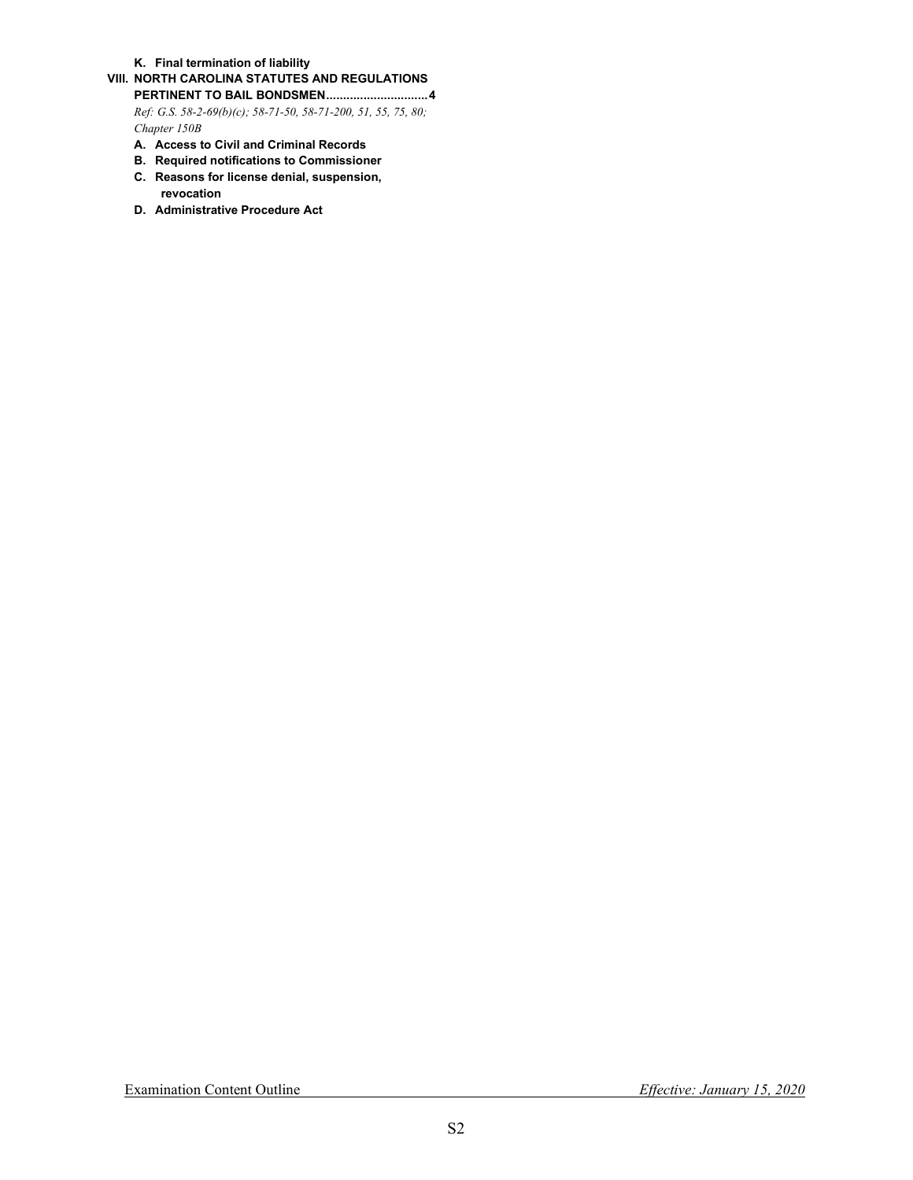- **K. Final termination of liability**

**VIII. NORTH CAROLINA STATUTES AND REGULATIONS PERTINENT TO BAIL BONDSMEN..............................4**

*Ref: G.S. 58-2-69(b)(c); 58-71-50, 58-71-200, 51, 55, 75, 80; Chapter 150B*

- **A. Access to Civil and Criminal Records**
- **B. Required notifications to Commissioner**
- **C. Reasons for license denial, suspension, revocation**
- **D. Administrative Procedure Act**